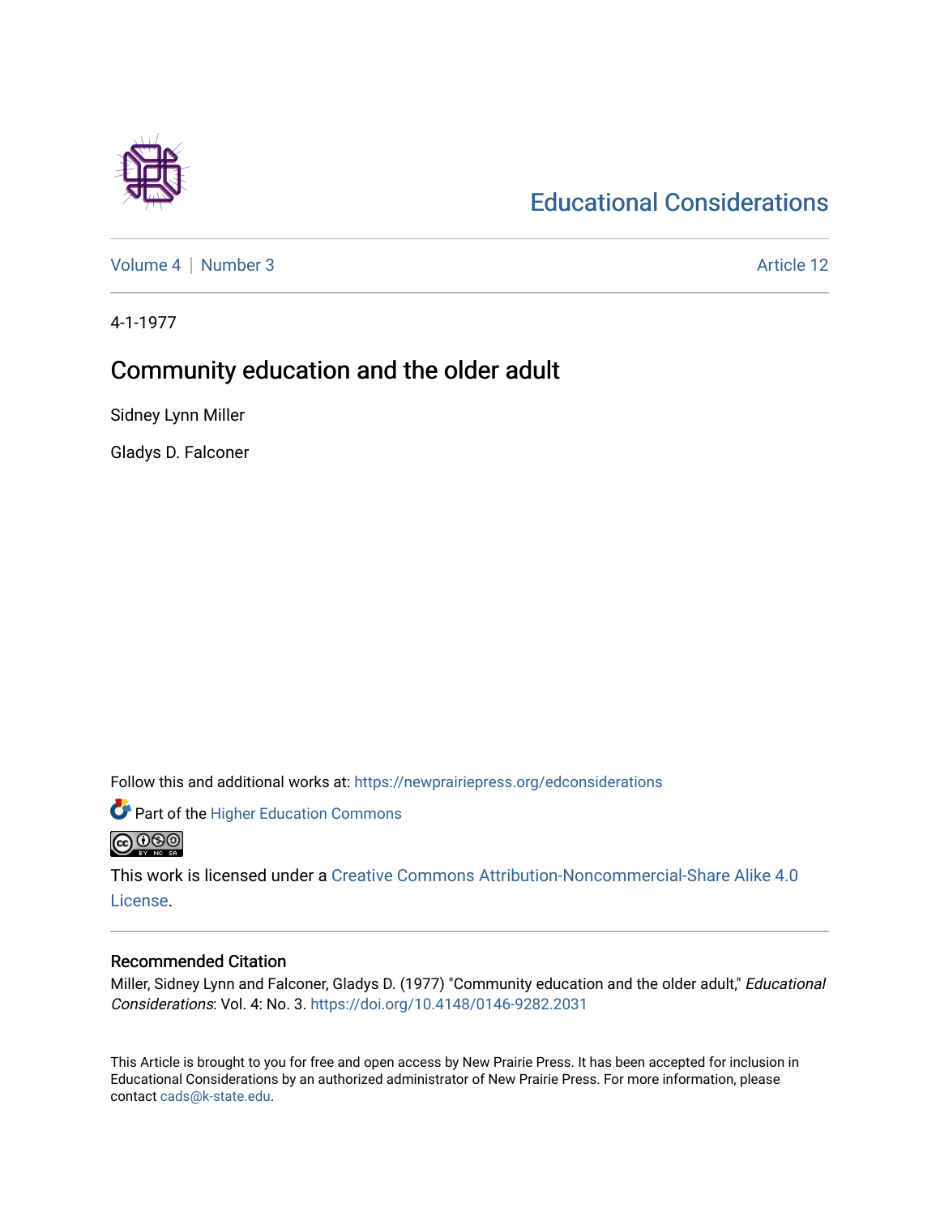# Educational Considerations

Volume 4 | Number 3 Article 12

4-1-1977

## Community education and the older adult

Sidney Lynn Miller

Gladys D. Falconer

Follow this and additional works at: https://newprairiepress.org/edconsiderations

Part of the Higher Education Commons

This work is licensed under a Creative Commons Attribution-Noncommercial-Share Alike 4.0 License.

### Recommended Citation

Miller, Sidney Lynn and Falconer, Gladys D. (1977) "Community education and the older adult," *Educational Considerations*: Vol. 4: No. 3. https://doi.org/10.4148/0146-9282.2031

This Article is brought to you for free and open access by New Prairie Press. It has been accepted for inclusion in Educational Considerations by an authorized administrator of New Prairie Press. For more information, please contact cads@k-state.edu.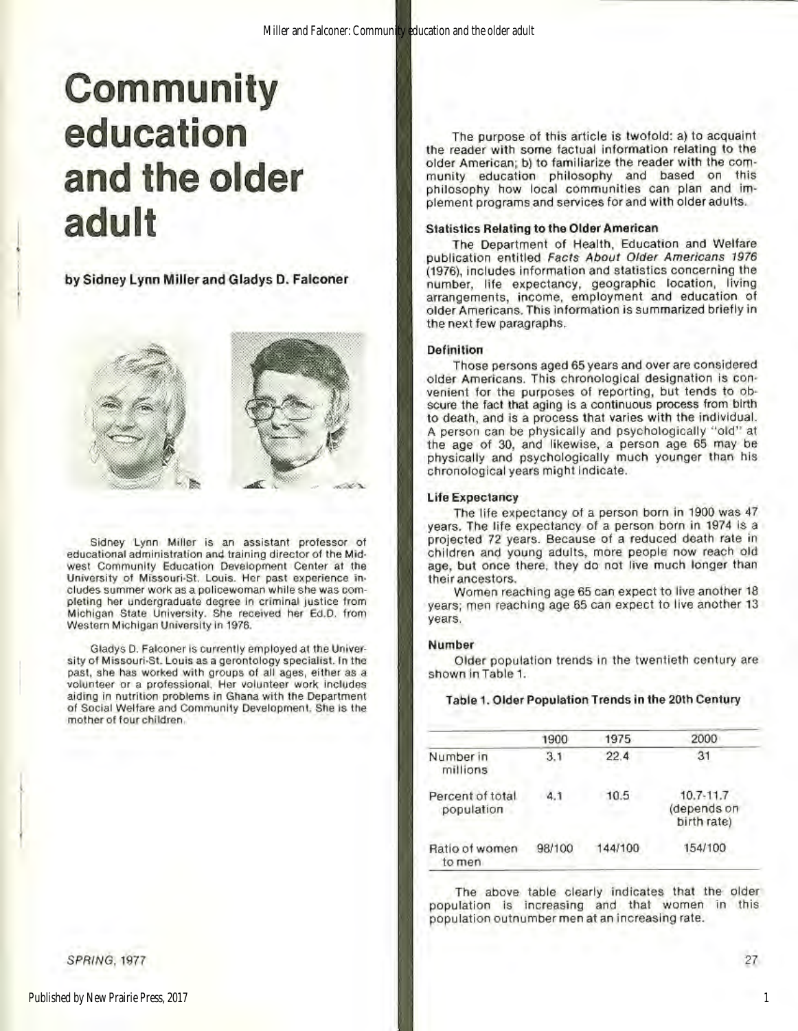# Community education and the older adult

**by Sidney Lynn Miller and Gladys D. Falconer**

Sidney Lynn Miller is an assistant professor of educational administration and training director of the Midwest Community Education Development Center at the University of Missouri-St. Louis. Her past experience includes summer work as a policewoman while she was completing her undergraduate degree in criminal justice from Michigan State University. She received her Ed.D. from Western Michigan University in 1976.

Gladys D. Falconer is currently employed at the University of Missouri-St. Louis as a gerontology specialist. In the past, she has worked with groups of all ages, either as a volunteer or a professional. Her volunteer work includes aiding in nutrition problems in Ghana with the Department of Social Welfare and Community Development. She is the mother of four children.

The purpose of this article is twofold: a) to acquaint the reader with some factual information relating to the older American; b) to familiarize the reader with the community education philosophy and based on this philosophy how local communities can plan and implement programs and services for and with older adults.

### Statistics Relating to the Older American

The Department of Health, Education and Welfare publication entitled *Facts About Older Americans 1976* (1976), includes information and statistics concerning the number, life expectancy, geographic location, living arrangements, income, employment and education of older Americans. This information is summarized briefly in the next few paragraphs.

### Definition

Those persons aged 65 years and over are considered older Americans. This chronological designation is convenient for the purposes of reporting, but tends to obscure the fact that aging is a continuous process from birth to death, and is a process that varies with the individual. A person can be physically and psychologically "old" at the age of 30, and likewise, a person age 65 may be physically and psychologically much younger than his chronological years might indicate.

### Life Expectancy

The life expectancy of a person born in 1900 was 47 years. The life expectancy of a person born in 1974 is a projected 72 years. Because of a reduced death rate in children and young adults, more people now reach old age, but once there, they do not live much longer than their ancestors.

Women reaching age 65 can expect to live another 18 years; men reaching age 65 can expect to live another 13 years.

### Number

Older population trends in the twentieth century are shown in Table 1.

**Table 1. Older Population Trends in the 20th Century**

| | 1900 | 1975 | 2000 |
|---|---|---|---|
| Number in millions | 3.1 | 22.4 | 31 |
| Percent of total population | 4.1 | 10.5 | 10.7-11.7 (depends on birth rate) |
| Ratio of women to men | 98/100 | 144/100 | 154/100 |

The above table clearly indicates that the older population is increasing and that women in this population outnumber men at an increasing rate.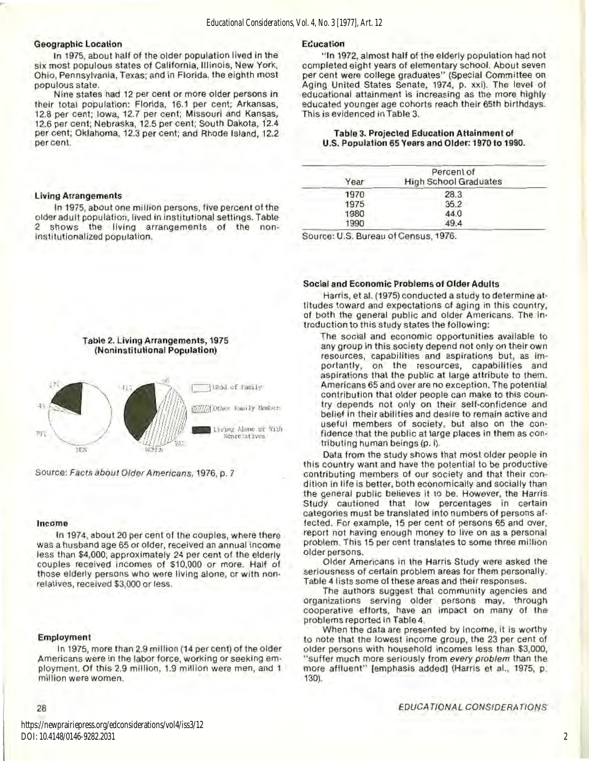### Geographic Location

In 1975, about half of the older population lived in the six most populous states of California, Illinois, New York, Ohio, Pennsylvania, Texas; and in Florida, the eighth most populous state.

Nine states had 12 per cent or more older persons in their total population: Florida, 16.1 per cent; Arkansas, 12.8 per cent; Iowa, 12.7 per cent; Missouri and Kansas, 12.6 per cent; Nebraska, 12.5 per cent; South Dakota, 12.4 per cent; Oklahoma, 12.3 per cent; and Rhode Island, 12.2 per cent.

### Living Arrangements

In 1975, about one million persons, five percent of the older adult population, lived in institutional settings. Table 2 shows the living arrangements of the non-institutionalized population.

**Table 2. Living Arrangements, 1975 (Noninstitutional Population)**

Source: *Facts about Older Americans*, 1976, p. 7

### Income

In 1974, about 20 per cent of the couples, where there was a husband age 65 or older, received an annual income less than $4,000; approximately 24 per cent of the elderly couples received incomes of $10,000 or more. Half of those elderly persons who were living alone, or with non-relatives, received $3,000 or less.

### Employment

In 1975, more than 2.9 million (14 per cent) of the older Americans were in the labor force, working or seeking employment. Of this 2.9 million, 1.9 million were men, and 1 million were women.

### Education

"In 1972, almost half of the elderly population had not completed eight years of elementary school. About seven per cent were college graduates" (Special Committee on Aging United States Senate, 1974, p. xxi). The level of educational attainment is increasing as the more highly educated younger age cohorts reach their 65th birthdays. This is evidenced in Table 3.

**Table 3. Projected Education Attainment of U.S. Population 65 Years and Older: 1970 to 1990.**

| Year | Percent of High School Graduates |
|---|---|
| 1970 | 28.3 |
| 1975 | 35.2 |
| 1980 | 44.0 |
| 1990 | 49.4 |

Source: U.S. Bureau of Census, 1976.

### Social and Economic Problems of Older Adults

Harris, et al. (1975) conducted a study to determine attitudes toward and expectations of aging in this country, of both the general public and older Americans. The introduction to this study states the following:

> The social and economic opportunities available to any group in this society depend not only on their own resources, capabilities and aspirations but, as importantly, on the resources, capabilities and aspirations that the public at large attribute to them. Americans 65 and over are no exception. The potential contribution that older people can make to this country depends not only on their self-confidence and belief in their abilities and desire to remain active and useful members of society, but also on the confidence that the public at large places in them as contributing human beings (p. i).

Data from the study shows that most older people in this country want and have the potential to be productive contributing members of our society and that their condition in life is better, both economically and socially than the general public believes it to be. However, the Harris Study cautioned that low percentages in certain categories must be translated into numbers of persons affected. For example, 15 per cent of persons 65 and over, report not having enough money to live on as a personal problem. This 15 per cent translates to some three million older persons.

Older Americans in the Harris Study were asked the seriousness of certain problem areas for them personally. Table 4 lists some of these areas and their responses.

The authors suggest that community agencies and organizations serving older persons may, through cooperative efforts, have an impact on many of the problems reported in Table 4.

When the data are presented by income, it is worthy to note that the lowest income group, the 23 per cent of older persons with household incomes less than $3,000, "suffer much more seriously from *every problem* than the more affluent" [emphasis added] (Harris et al., 1975, p. 130).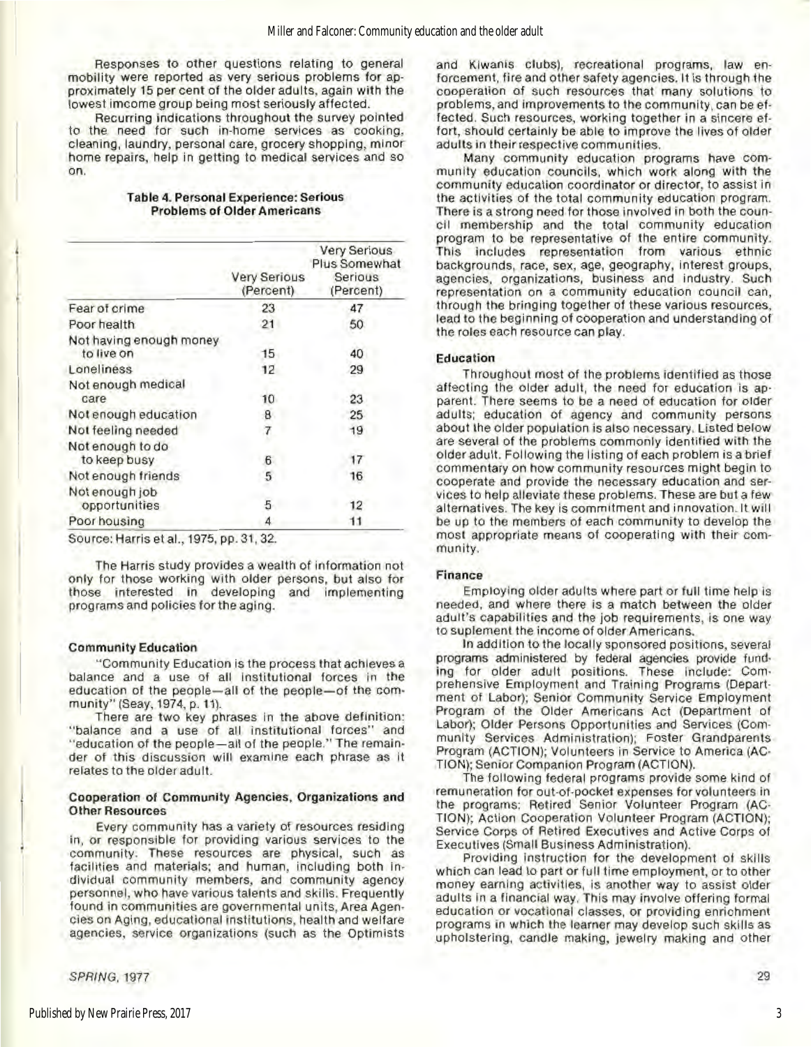Responses to other questions relating to general mobility were reported as very serious problems for approximately 15 per cent of the older adults, again with the lowest imcome group being most seriously affected.

Recurring indications throughout the survey pointed to the need for such in-home services as cooking, cleaning, laundry, personal care, grocery shopping, minor home repairs, help in getting to medical services and so on.

**Table 4. Personal Experience: Serious Problems of Older Americans**

| | Very Serious (Percent) | Very Serious Plus Somewhat Serious (Percent) |
|---|---|---|
| Fear of crime | 23 | 47 |
| Poor health | 21 | 50 |
| Not having enough money to live on | 15 | 40 |
| Loneliness | 12 | 29 |
| Not enough medical care | 10 | 23 |
| Not enough education | 8 | 25 |
| Not feeling needed | 7 | 19 |
| Not enough to do to keep busy | 6 | 17 |
| Not enough friends | 5 | 16 |
| Not enough job opportunities | 5 | 12 |
| Poor housing | 4 | 11 |

Source: Harris et al., 1975, pp. 31, 32.

The Harris study provides a wealth of information not only for those working with older persons, but also for those interested in developing and implementing programs and policies for the aging.

#### Community Education

"Community Education is the process that achieves a balance and a use of all institutional forces in the education of the people—all of the people—of the community" (Seay, 1974, p. 11).

There are two key phrases in the above definition: "balance and a use of all institutional forces" and "education of the people—all of the people." The remainder of this discussion will examine each phrase as it relates to the older adult.

#### Cooperation of Community Agencies, Organizations and Other Resources

Every community has a variety of resources residing in, or responsible for providing various services to the community. These resources are physical, such as facilities and materials; and human, including both individual community members, and community agency personnel, who have various talents and skills. Frequently found in communities are governmental units, Area Agencies on Aging, educational institutions, health and welfare agencies, service organizations (such as the Optimists and Kiwanis clubs), recreational programs, law enforcement, fire and other safety agencies. It is through the cooperation of such resources that many solutions to problems, and improvements to the community, can be effected. Such resources, working together in a sincere effort, should certainly be able to improve the lives of older adults in their respective communities.

Many community education programs have community education councils, which work along with the community education coordinator or director, to assist in the activities of the total community education program. There is a strong need for those involved in both the council membership and the total community education program to be representative of the entire community. This includes representation from various ethnic backgrounds, race, sex, age, geography, interest groups, agencies, organizations, business and industry. Such representation on a community education council can, through the bringing together of these various resources, lead to the beginning of cooperation and understanding of the roles each resource can play.

#### Education

Throughout most of the problems identified as those affecting the older adult, the need for education is apparent. There seems to be a need of education for older adults; education of agency and community persons about the older population is also necessary. Listed below are several of the problems commonly identified with the older adult. Following the listing of each problem is a brief commentary on how community resources might begin to cooperate and provide the necessary education and services to help alleviate these problems. These are but a few alternatives. The key is commitment and innovation. It will be up to the members of each community to develop the most appropriate means of cooperating with their community.

#### Finance

Employing older adults where part or full time help is needed, and where there is a match between the older adult's capabilities and the job requirements, is one way to suplement the income of older Americans.

In addition to the locally sponsored positions, several programs administered by federal agencies provide funding for older adult positions. These include: Comprehensive Employment and Training Programs (Department of Labor); Senior Community Service Employment Program of the Older Americans Act (Department of Labor); Older Persons Opportunities and Services (Community Services Administration); Foster Grandparents Program (ACTION); Volunteers in Service to America (ACTION); Senior Companion Program (ACTION).

The following federal programs provide some kind of remuneration for out-of-pocket expenses for volunteers in the programs: Retired Senior Volunteer Program (ACTION); Action Cooperation Volunteer Program (ACTION); Service Corps of Retired Executives and Active Corps of Executives (Small Business Administration).

Providing instruction for the development of skills which can lead to part or full time employment, or to other money earning activities, is another way to assist older adults in a financial way. This may involve offering formal education or vocational classes, or providing enrichment programs in which the learner may develop such skills as upholstering, candle making, jewelry making and other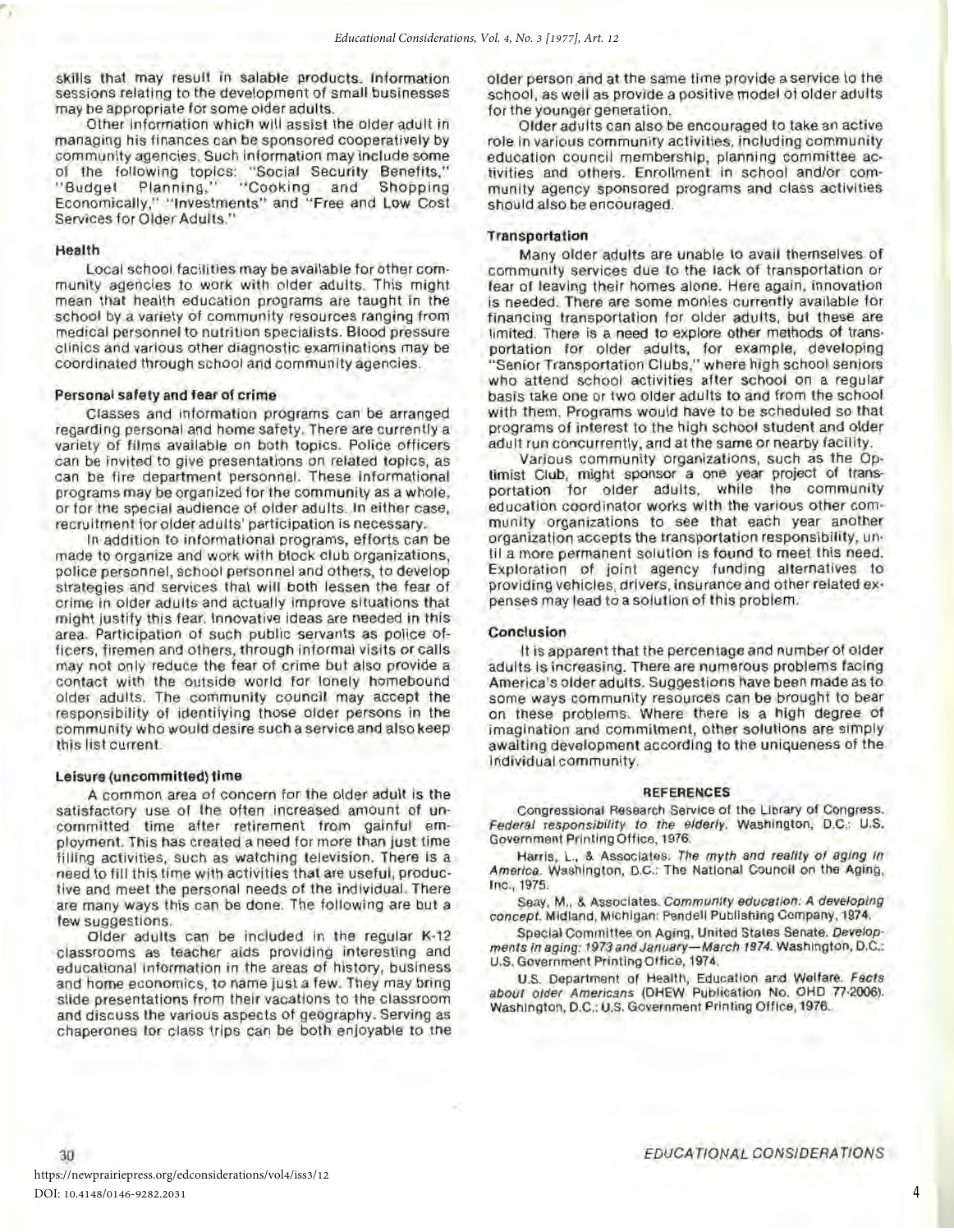skills that may result in salable products. Information sessions relating to the development of small businesses may be appropriate for some older adults.

Other information which will assist the older adult in managing his finances can be sponsored cooperatively by community agencies. Such information may include some of the following topics: "Social Security Benefits," "Budget Planning," "Cooking and Shopping Economically," "Investments" and "Free and Low Cost Services for Older Adults."

### Health

Local school facilities may be available for other community agencies to work with older adults. This might mean that health education programs are taught in the school by a variety of community resources ranging from medical personnel to nutrition specialists. Blood pressure clinics and various other diagnostic examinations may be coordinated through school and community agencies.

### Personal safety and fear of crime

Classes and information programs can be arranged regarding personal and home safety. There are currently a variety of films available on both topics. Police officers can be invited to give presentations on related topics, as can be fire department personnel. These informational programs may be organized for the community as a whole, or for the special audience of older adults. In either case, recruitment for older adults' participation is necessary.

In addition to informational programs, efforts can be made to organize and work with block club organizations, police personnel, school personnel and others, to develop strategies and services that will both lessen the fear of crime in older adults and actually improve situations that might justify this fear. Innovative ideas are needed in this area. Participation of such public servants as police officers, firemen and others, through informal visits or calls may not only reduce the fear of crime but also provide a contact with the outside world for lonely homebound older adults. The community council may accept the responsibility of identifying those older persons in the community who would desire such a service and also keep this list current.

### Leisure (uncommitted) time

A common area of concern for the older adult is the satisfactory use of the often increased amount of uncommitted time after retirement from gainful employment. This has created a need for more than just time filling activities, such as watching television. There is a need to fill this time with activities that are useful, productive and meet the personal needs of the individual. There are many ways this can be done. The following are but a few suggestions.

Older adults can be included in the regular K-12 classrooms as teacher aids providing interesting and educational information in the areas of history, business and home economics, to name just a few. They may bring slide presentations from their vacations to the classroom and discuss the various aspects of geography. Serving as chaperones for class trips can be both enjoyable to the older person and at the same time provide a service to the school, as well as provide a positive model of older adults for the younger generation.

Older adults can also be encouraged to take an active role in various community activities, including community education council membership, planning committee activities and others. Enrollment in school and/or community agency sponsored programs and class activities should also be encouraged.

### Transportation

Many older adults are unable to avail themselves of community services due to the lack of transportation or fear of leaving their homes alone. Here again, innovation is needed. There are some monies currently available for financing transportation for older adults, but these are limited. There is a need to explore other methods of transportation for older adults, for example, developing "Senior Transportation Clubs," where high school seniors who attend school activities after school on a regular basis take one or two older adults to and from the school with them. Programs would have to be scheduled so that programs of interest to the high school student and older adult run concurrently, and at the same or nearby facility.

Various community organizations, such as the Optimist Club, might sponsor a one year project of transportation for older adults, while the community education coordinator works with the various other community organizations to see that each year another organization accepts the transportation responsibility, until a more permanent solution is found to meet this need. Exploration of joint agency funding alternatives to providing vehicles, drivers, insurance and other related expenses may lead to a solution of this problem.

### Conclusion

It is apparent that the percentage and number of older adults is increasing. There are numerous problems facing America's older adults. Suggestions have been made as to some ways community resources can be brought to bear on these problems. Where there is a high degree of imagination and commitment, other solutions are simply awaiting development according to the uniqueness of the individual community.

### REFERENCES

Congressional Research Service of the Library of Congress. *Federal responsibility to the elderly.* Washington, D.C.: U.S. Government Printing Office, 1976.

Harris, L., & Associates. *The myth and reality of aging in America.* Washington, D.C.: The National Council on the Aging, Inc., 1975.

Seay, M., & Associates. *Community education: A developing concept.* Midland, Michigan: Pendell Publishing Company, 1974.

Special Committee on Aging, United States Senate. *Developments in aging: 1973 and January—March 1974.* Washington, D.C.: U.S. Government Printing Office, 1974.

U.S. Department of Health, Education and Welfare. *Facts about older Americans* (DHEW Publication No. OHD 77-2006). Washington, D.C.: U.S. Government Printing Office, 1976.